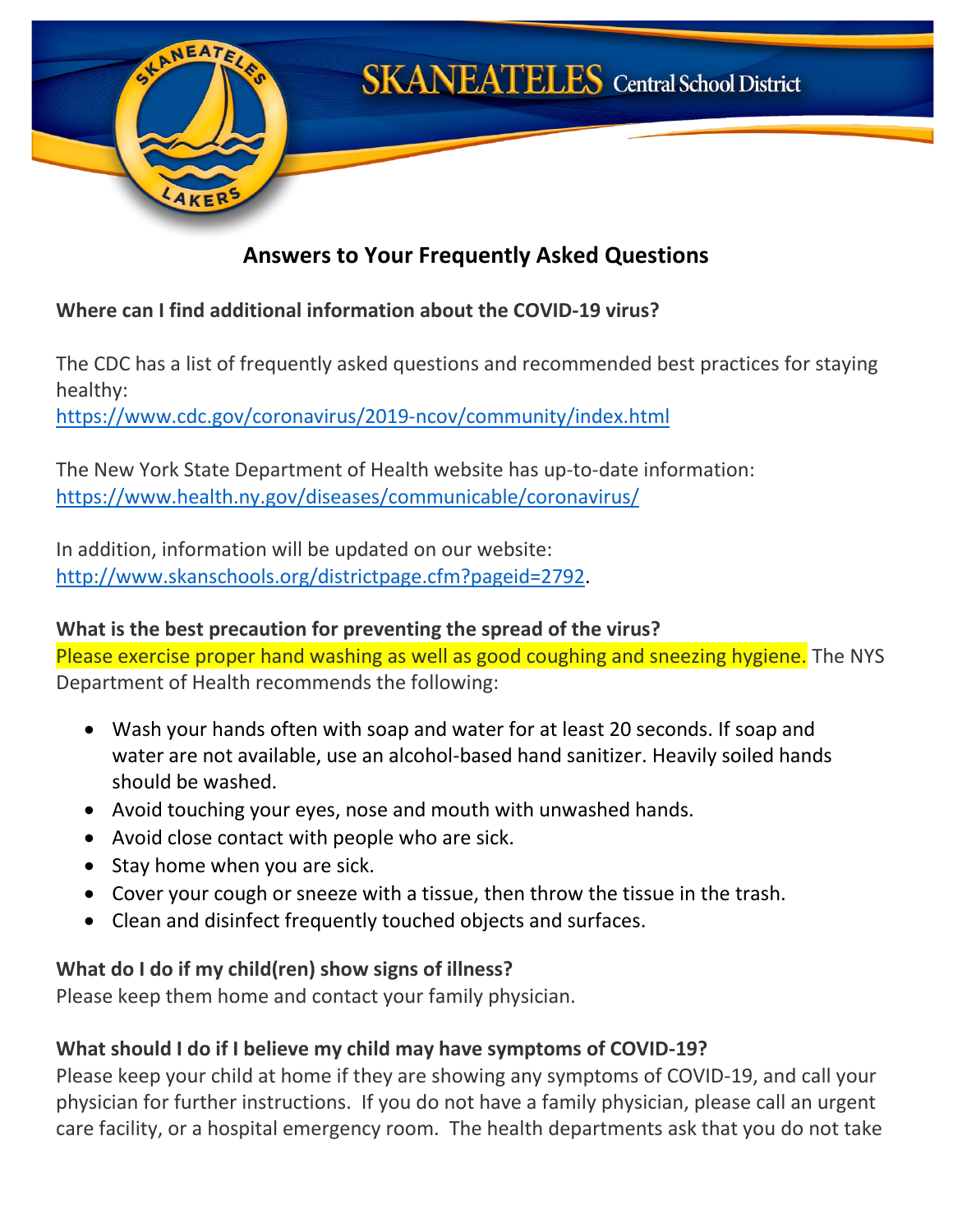**SKANEATELES Central School District**

# Answers to Your Frequently Asked Questions

**Where can I find additional information about the COVID-19 virus?**

The CDC has a list of frequently asked questions and recommended best practices for staying healthy:
https://www.cdc.gov/coronavirus/2019-ncov/community/index.html

The New York State Department of Health website has up-to-date information:
https://www.health.ny.gov/diseases/communicable/coronavirus/

In addition, information will be updated on our website:
http://www.skanschools.org/districtpage.cfm?pageid=2792.

**What is the best precaution for preventing the spread of the virus?**
Please exercise proper hand washing as well as good coughing and sneezing hygiene. The NYS Department of Health recommends the following:

- Wash your hands often with soap and water for at least 20 seconds. If soap and water are not available, use an alcohol-based hand sanitizer. Heavily soiled hands should be washed.
- Avoid touching your eyes, nose and mouth with unwashed hands.
- Avoid close contact with people who are sick.
- Stay home when you are sick.
- Cover your cough or sneeze with a tissue, then throw the tissue in the trash.
- Clean and disinfect frequently touched objects and surfaces.

**What do I do if my child(ren) show signs of illness?**
Please keep them home and contact your family physician.

**What should I do if I believe my child may have symptoms of COVID-19?**
Please keep your child at home if they are showing any symptoms of COVID-19, and call your physician for further instructions. If you do not have a family physician, please call an urgent care facility, or a hospital emergency room. The health departments ask that you do not take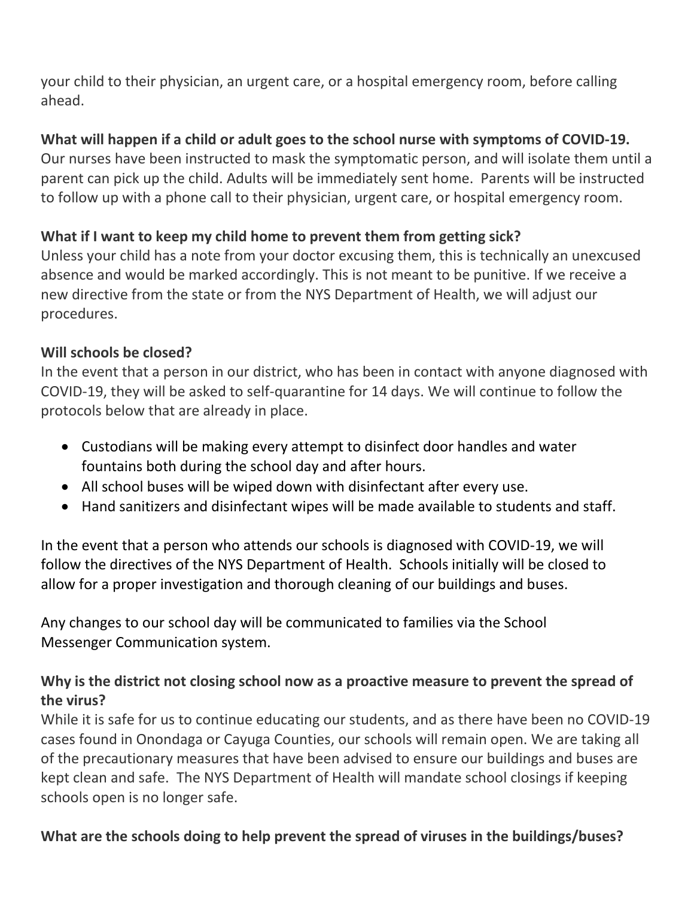your child to their physician, an urgent care, or a hospital emergency room, before calling ahead.

**What will happen if a child or adult goes to the school nurse with symptoms of COVID-19.**
Our nurses have been instructed to mask the symptomatic person, and will isolate them until a parent can pick up the child. Adults will be immediately sent home. Parents will be instructed to follow up with a phone call to their physician, urgent care, or hospital emergency room.

**What if I want to keep my child home to prevent them from getting sick?**
Unless your child has a note from your doctor excusing them, this is technically an unexcused absence and would be marked accordingly. This is not meant to be punitive. If we receive a new directive from the state or from the NYS Department of Health, we will adjust our procedures.

**Will schools be closed?**
In the event that a person in our district, who has been in contact with anyone diagnosed with COVID-19, they will be asked to self-quarantine for 14 days. We will continue to follow the protocols below that are already in place.

- Custodians will be making every attempt to disinfect door handles and water fountains both during the school day and after hours.
- All school buses will be wiped down with disinfectant after every use.
- Hand sanitizers and disinfectant wipes will be made available to students and staff.

In the event that a person who attends our schools is diagnosed with COVID-19, we will follow the directives of the NYS Department of Health. Schools initially will be closed to allow for a proper investigation and thorough cleaning of our buildings and buses.

Any changes to our school day will be communicated to families via the School Messenger Communication system.

**Why is the district not closing school now as a proactive measure to prevent the spread of the virus?**
While it is safe for us to continue educating our students, and as there have been no COVID-19 cases found in Onondaga or Cayuga Counties, our schools will remain open. We are taking all of the precautionary measures that have been advised to ensure our buildings and buses are kept clean and safe. The NYS Department of Health will mandate school closings if keeping schools open is no longer safe.

**What are the schools doing to help prevent the spread of viruses in the buildings/buses?**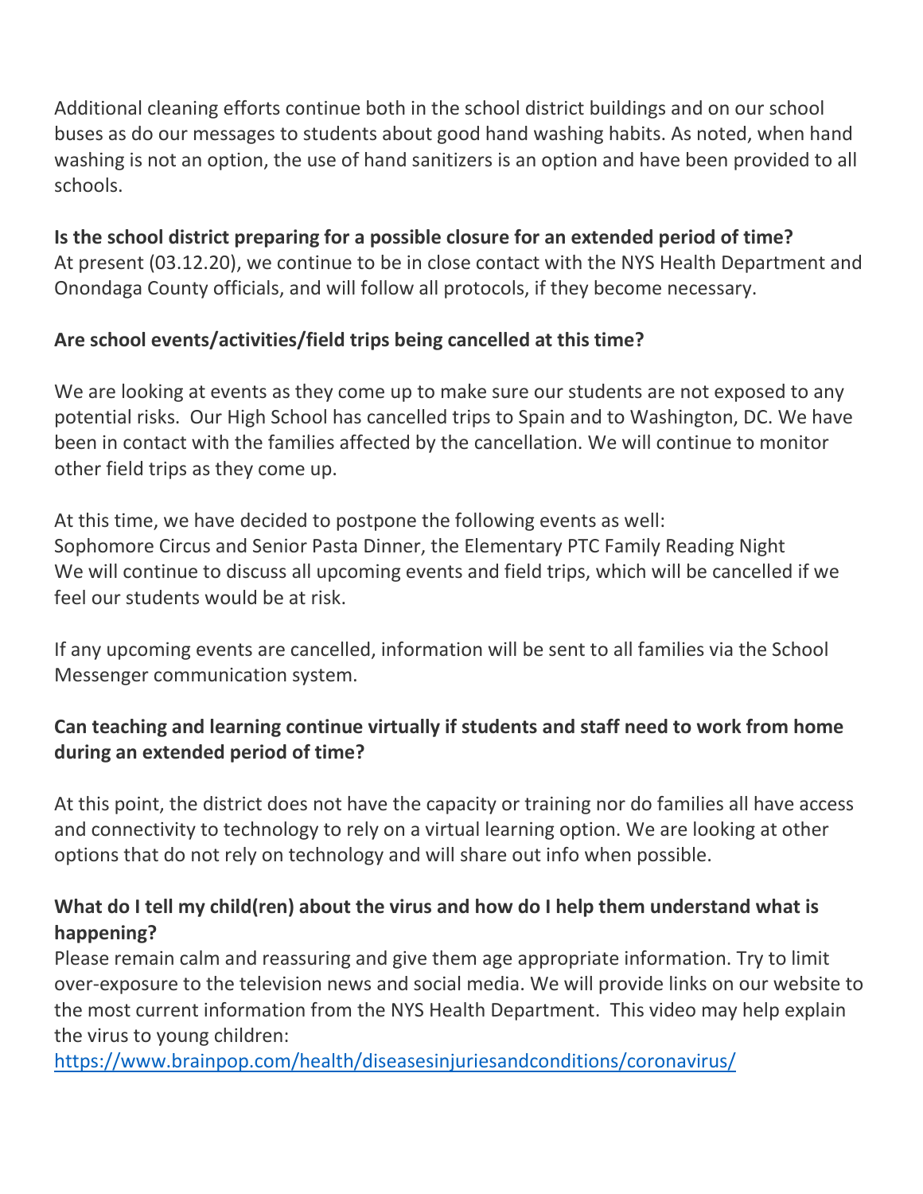Additional cleaning efforts continue both in the school district buildings and on our school buses as do our messages to students about good hand washing habits. As noted, when hand washing is not an option, the use of hand sanitizers is an option and have been provided to all schools.

**Is the school district preparing for a possible closure for an extended period of time?**
At present (03.12.20), we continue to be in close contact with the NYS Health Department and Onondaga County officials, and will follow all protocols, if they become necessary.

**Are school events/activities/field trips being cancelled at this time?**

We are looking at events as they come up to make sure our students are not exposed to any potential risks. Our High School has cancelled trips to Spain and to Washington, DC. We have been in contact with the families affected by the cancellation. We will continue to monitor other field trips as they come up.

At this time, we have decided to postpone the following events as well:
Sophomore Circus and Senior Pasta Dinner, the Elementary PTC Family Reading Night
We will continue to discuss all upcoming events and field trips, which will be cancelled if we feel our students would be at risk.

If any upcoming events are cancelled, information will be sent to all families via the School Messenger communication system.

**Can teaching and learning continue virtually if students and staff need to work from home during an extended period of time?**

At this point, the district does not have the capacity or training nor do families all have access and connectivity to technology to rely on a virtual learning option. We are looking at other options that do not rely on technology and will share out info when possible.

**What do I tell my child(ren) about the virus and how do I help them understand what is happening?**
Please remain calm and reassuring and give them age appropriate information. Try to limit over-exposure to the television news and social media. We will provide links on our website to the most current information from the NYS Health Department. This video may help explain the virus to young children:
https://www.brainpop.com/health/diseasesinjuriesandconditions/coronavirus/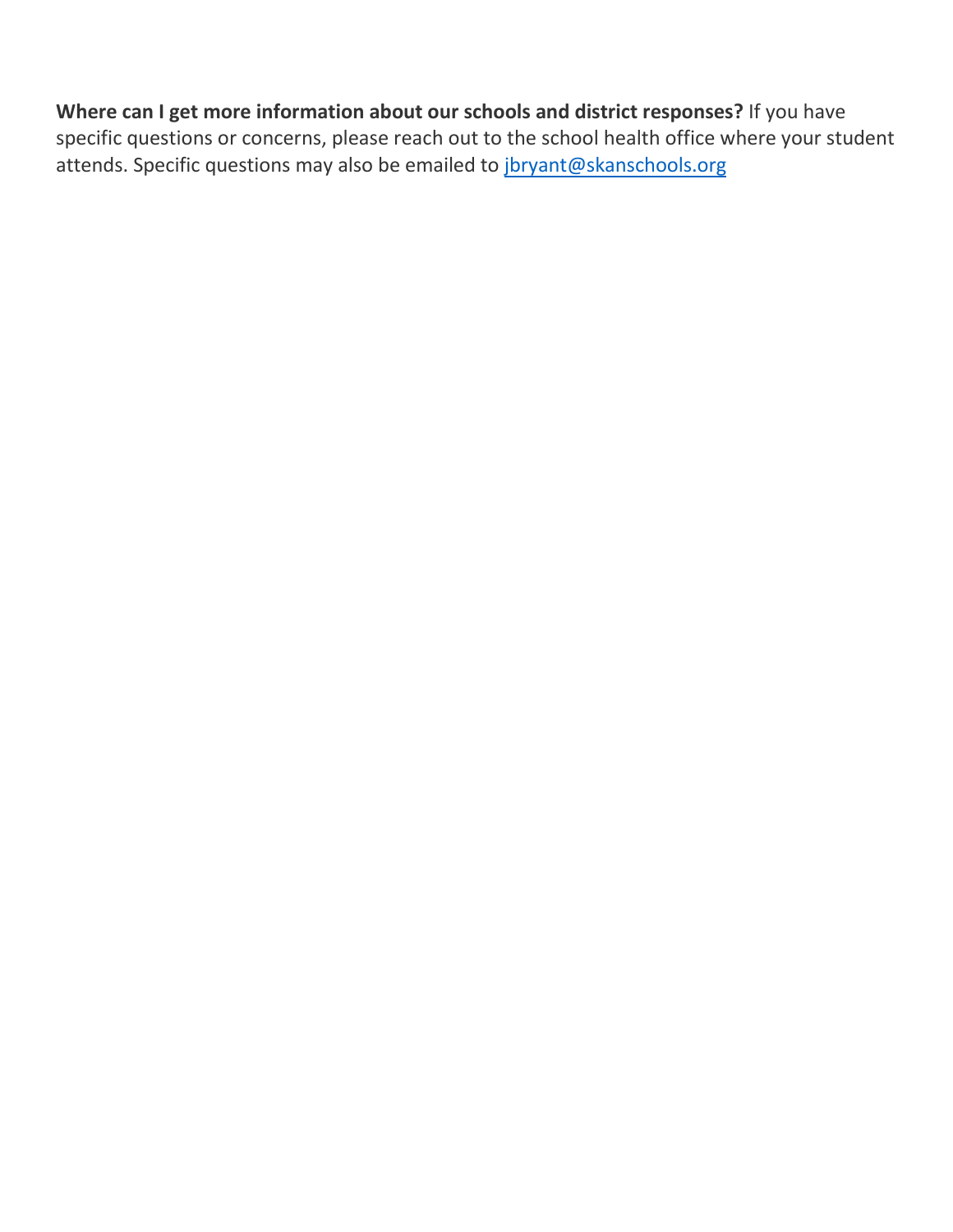**Where can I get more information about our schools and district responses?** If you have specific questions or concerns, please reach out to the school health office where your student attends. Specific questions may also be emailed to [jbryant@skanschools.org](mailto:jbryant@skanschools.org)